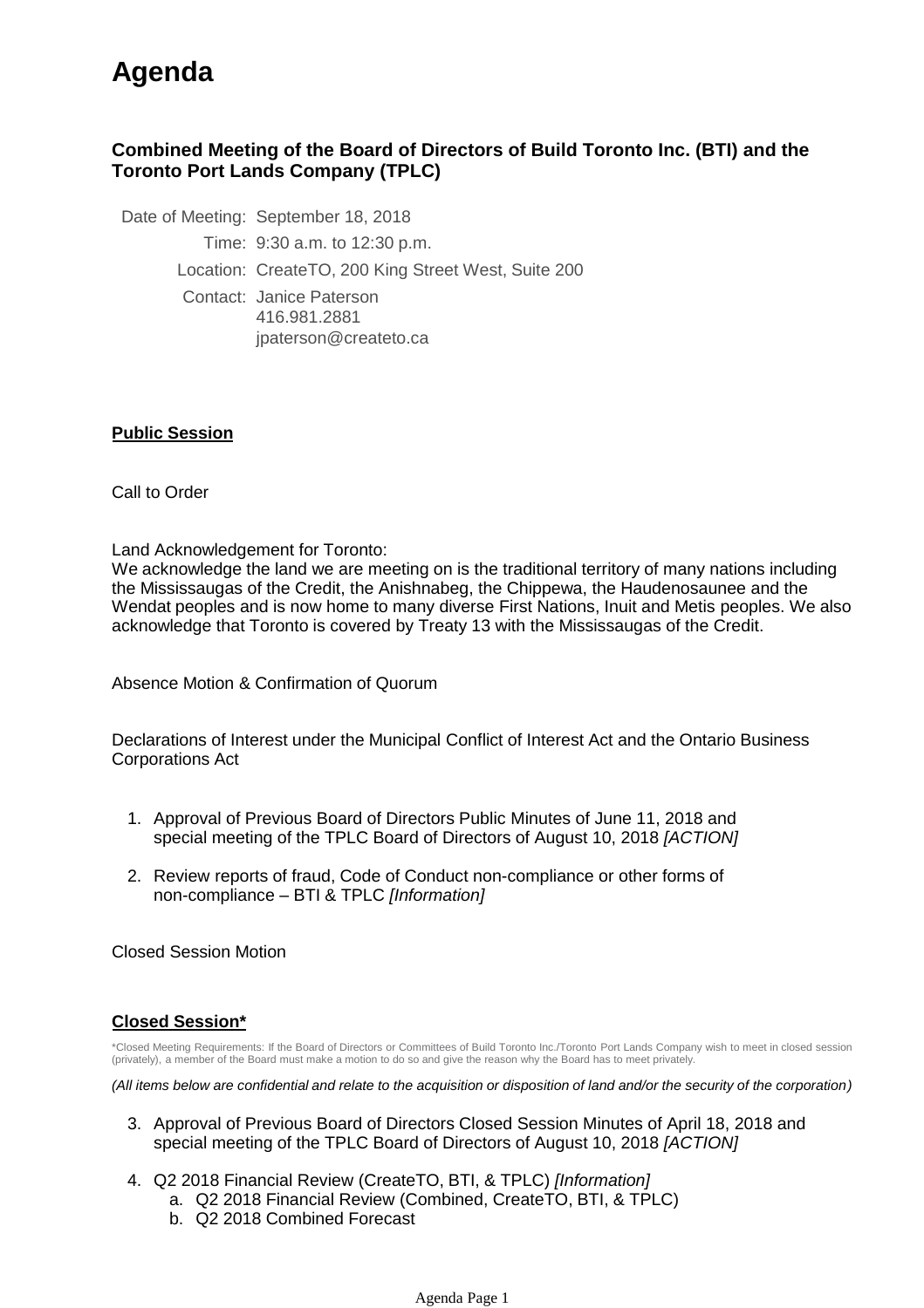# Agenda

### Combined Meeting of the Board of Directors of Build Toronto Inc. (BTI) and the Toronto Port Lands Company (TPLC)

Date of Meeting: September 18, 2018

Time: 9:30 a.m. to 12:30 p.m.

Location: CreateTO, 200 King Street West, Suite 200

Contact: Janice Paterson
416.981.2881
jpaterson@createto.ca

**<u>Public Session</u>**

Call to Order

Land Acknowledgement for Toronto:
We acknowledge the land we are meeting on is the traditional territory of many nations including the Mississaugas of the Credit, the Anishnabeg, the Chippewa, the Haudenosaunee and the Wendat peoples and is now home to many diverse First Nations, Inuit and Metis peoples. We also acknowledge that Toronto is covered by Treaty 13 with the Mississaugas of the Credit.

Absence Motion & Confirmation of Quorum

Declarations of Interest under the Municipal Conflict of Interest Act and the Ontario Business Corporations Act

1. Approval of Previous Board of Directors Public Minutes of June 11, 2018 and special meeting of the TPLC Board of Directors of August 10, 2018 *[ACTION]*
2. Review reports of fraud, Code of Conduct non-compliance or other forms of non-compliance – BTI & TPLC *[Information]*

Closed Session Motion

**<u>Closed Session*</u>**

*Closed Meeting Requirements: If the Board of Directors or Committees of Build Toronto Inc./Toronto Port Lands Company wish to meet in closed session (privately), a member of the Board must make a motion to do so and give the reason why the Board has to meet privately.

*(All items below are confidential and relate to the acquisition or disposition of land and/or the security of the corporation)*

3. Approval of Previous Board of Directors Closed Session Minutes of April 18, 2018 and special meeting of the TPLC Board of Directors of August 10, 2018 *[ACTION]*
4. Q2 2018 Financial Review (CreateTO, BTI, & TPLC) *[Information]*
   a. Q2 2018 Financial Review (Combined, CreateTO, BTI, & TPLC)
   b. Q2 2018 Combined Forecast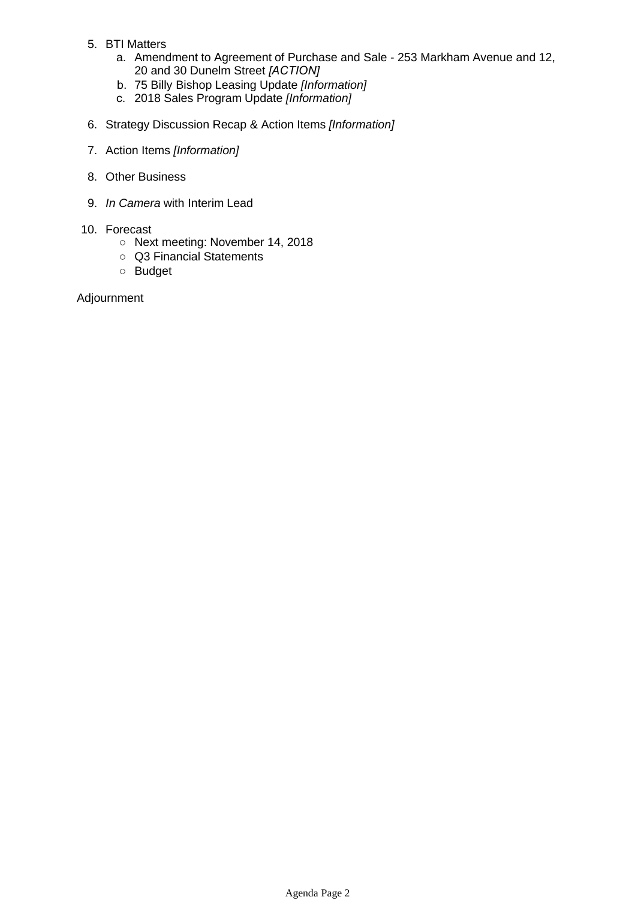5. BTI Matters
    a. Amendment to Agreement of Purchase and Sale - 253 Markham Avenue and 12, 20 and 30 Dunelm Street *[ACTION]*
    b. 75 Billy Bishop Leasing Update *[Information]*
    c. 2018 Sales Program Update *[Information]*

6. Strategy Discussion Recap & Action Items *[Information]*

7. Action Items *[Information]*

8. Other Business

9. *In Camera* with Interim Lead

10. Forecast
    - Next meeting: November 14, 2018
    - Q3 Financial Statements
    - Budget

Adjournment